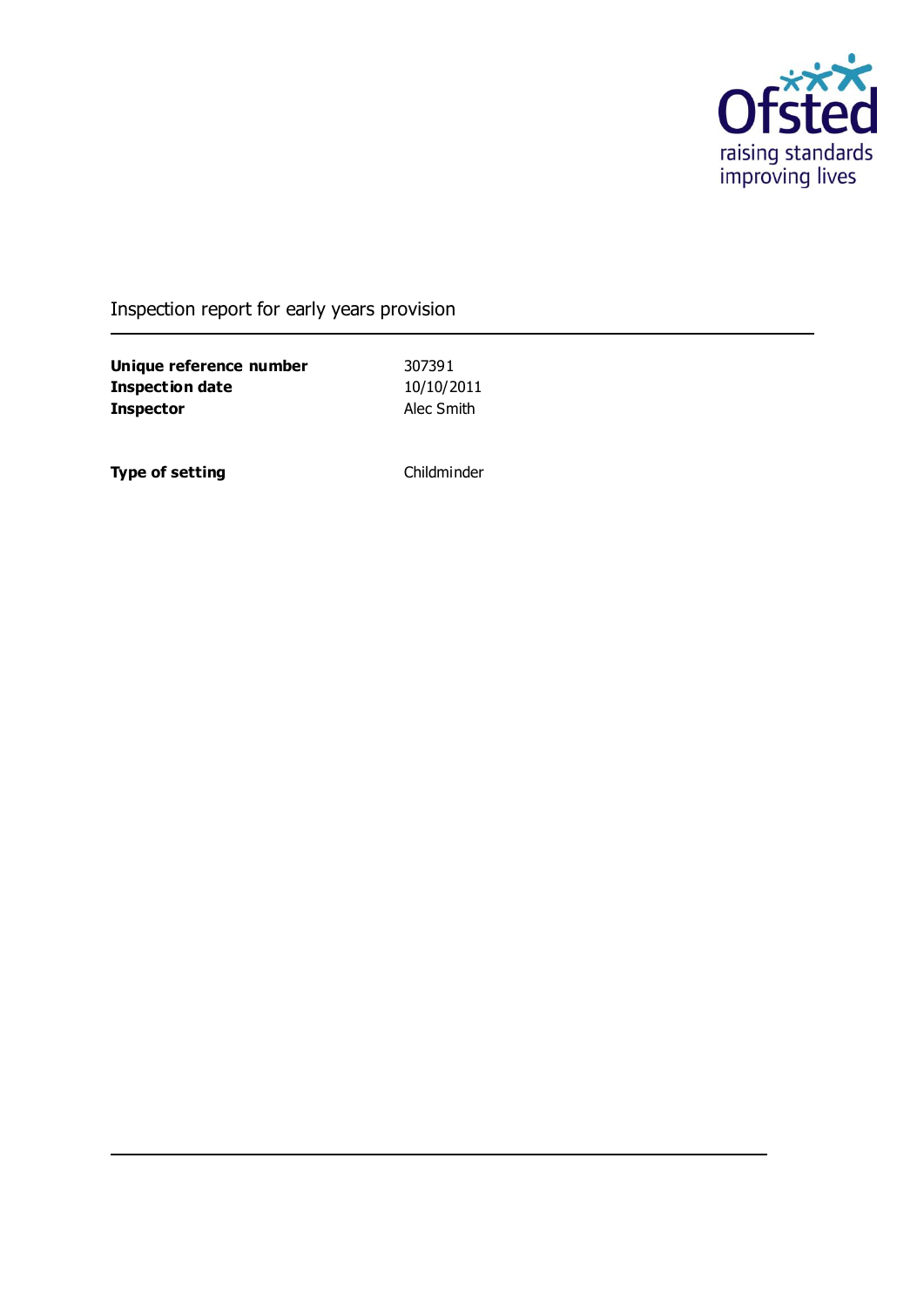Ofsted
raising standards
improving lives

Inspection report for early years provision

| | |
|---|---|
| **Unique reference number** | 307391 |
| **Inspection date** | 10/10/2011 |
| **Inspector** | Alec Smith |

| | |
|---|---|
| **Type of setting** | Childminder |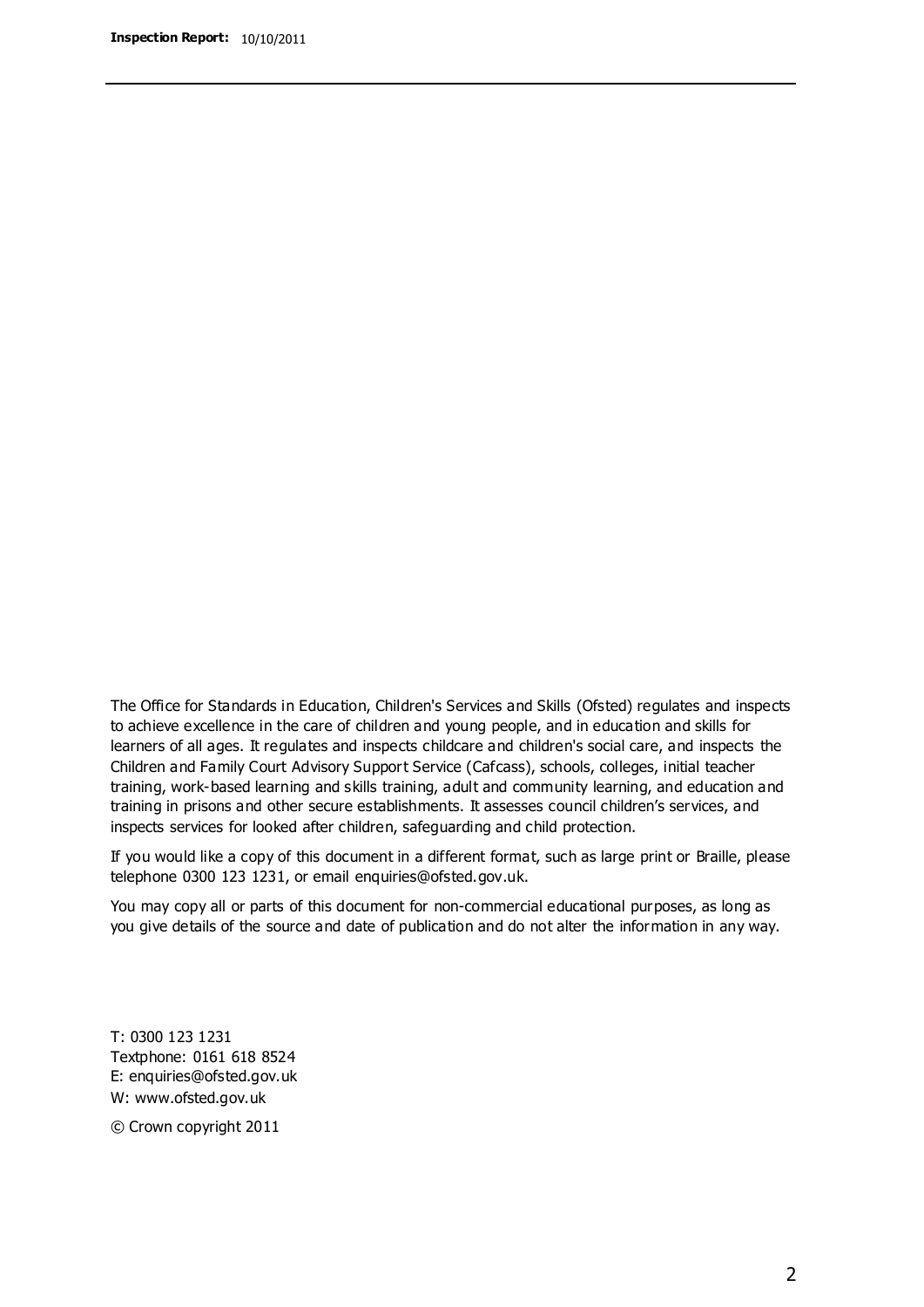The Office for Standards in Education, Children's Services and Skills (Ofsted) regulates and inspects to achieve excellence in the care of children and young people, and in education and skills for learners of all ages. It regulates and inspects childcare and children's social care, and inspects the Children and Family Court Advisory Support Service (Cafcass), schools, colleges, initial teacher training, work-based learning and skills training, adult and community learning, and education and training in prisons and other secure establishments. It assesses council children's services, and inspects services for looked after children, safeguarding and child protection.

If you would like a copy of this document in a different format, such as large print or Braille, please telephone 0300 123 1231, or email enquiries@ofsted.gov.uk.

You may copy all or parts of this document for non-commercial educational purposes, as long as you give details of the source and date of publication and do not alter the information in any way.

T: 0300 123 1231
Textphone: 0161 618 8524
E: enquiries@ofsted.gov.uk
W: www.ofsted.gov.uk

© Crown copyright 2011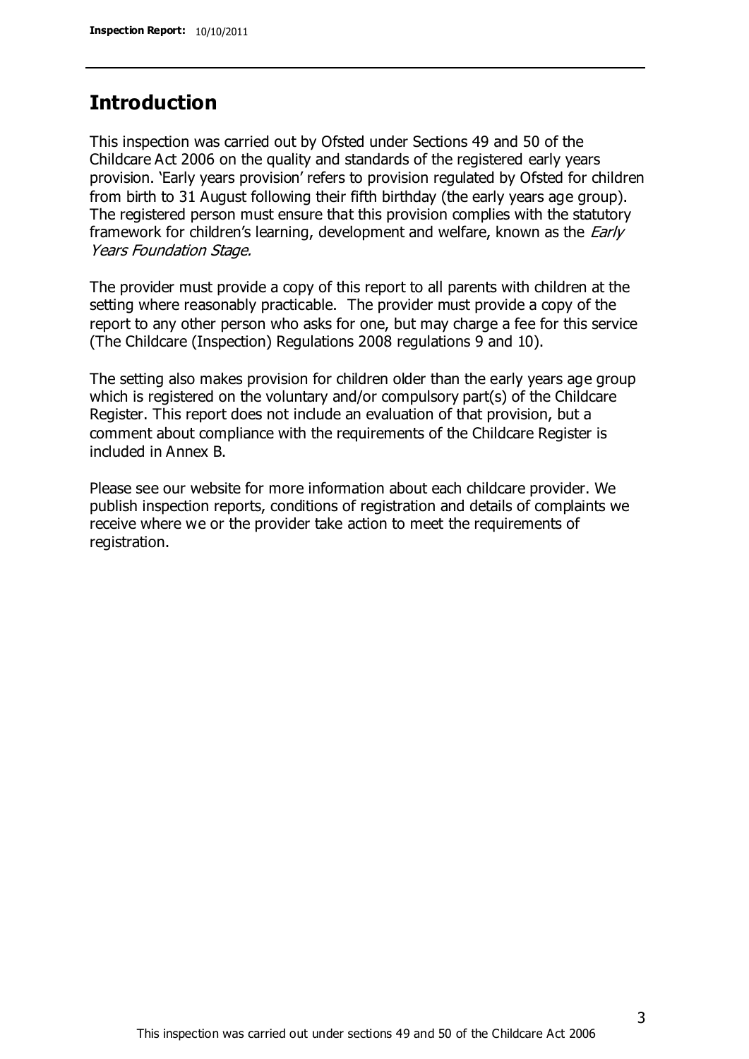## Introduction

This inspection was carried out by Ofsted under Sections 49 and 50 of the Childcare Act 2006 on the quality and standards of the registered early years provision. 'Early years provision' refers to provision regulated by Ofsted for children from birth to 31 August following their fifth birthday (the early years age group). The registered person must ensure that this provision complies with the statutory framework for children's learning, development and welfare, known as the *Early Years Foundation Stage.*

The provider must provide a copy of this report to all parents with children at the setting where reasonably practicable. The provider must provide a copy of the report to any other person who asks for one, but may charge a fee for this service (The Childcare (Inspection) Regulations 2008 regulations 9 and 10).

The setting also makes provision for children older than the early years age group which is registered on the voluntary and/or compulsory part(s) of the Childcare Register. This report does not include an evaluation of that provision, but a comment about compliance with the requirements of the Childcare Register is included in Annex B.

Please see our website for more information about each childcare provider. We publish inspection reports, conditions of registration and details of complaints we receive where we or the provider take action to meet the requirements of registration.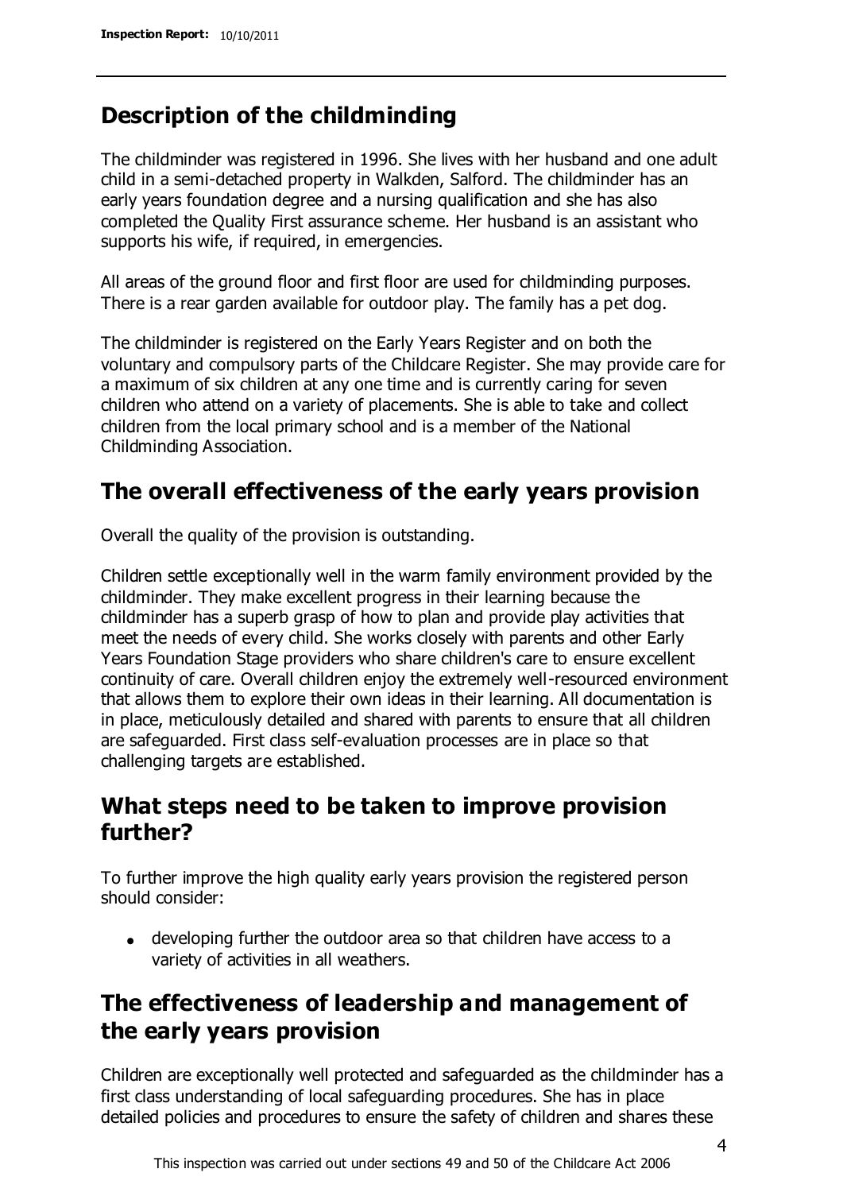## Description of the childminding

The childminder was registered in 1996. She lives with her husband and one adult child in a semi-detached property in Walkden, Salford. The childminder has an early years foundation degree and a nursing qualification and she has also completed the Quality First assurance scheme. Her husband is an assistant who supports his wife, if required, in emergencies.

All areas of the ground floor and first floor are used for childminding purposes. There is a rear garden available for outdoor play. The family has a pet dog.

The childminder is registered on the Early Years Register and on both the voluntary and compulsory parts of the Childcare Register. She may provide care for a maximum of six children at any one time and is currently caring for seven children who attend on a variety of placements. She is able to take and collect children from the local primary school and is a member of the National Childminding Association.

## The overall effectiveness of the early years provision

Overall the quality of the provision is outstanding.

Children settle exceptionally well in the warm family environment provided by the childminder. They make excellent progress in their learning because the childminder has a superb grasp of how to plan and provide play activities that meet the needs of every child. She works closely with parents and other Early Years Foundation Stage providers who share children's care to ensure excellent continuity of care. Overall children enjoy the extremely well-resourced environment that allows them to explore their own ideas in their learning. All documentation is in place, meticulously detailed and shared with parents to ensure that all children are safeguarded. First class self-evaluation processes are in place so that challenging targets are established.

## What steps need to be taken to improve provision further?

To further improve the high quality early years provision the registered person should consider:

- developing further the outdoor area so that children have access to a variety of activities in all weathers.

## The effectiveness of leadership and management of the early years provision

Children are exceptionally well protected and safeguarded as the childminder has a first class understanding of local safeguarding procedures. She has in place detailed policies and procedures to ensure the safety of children and shares these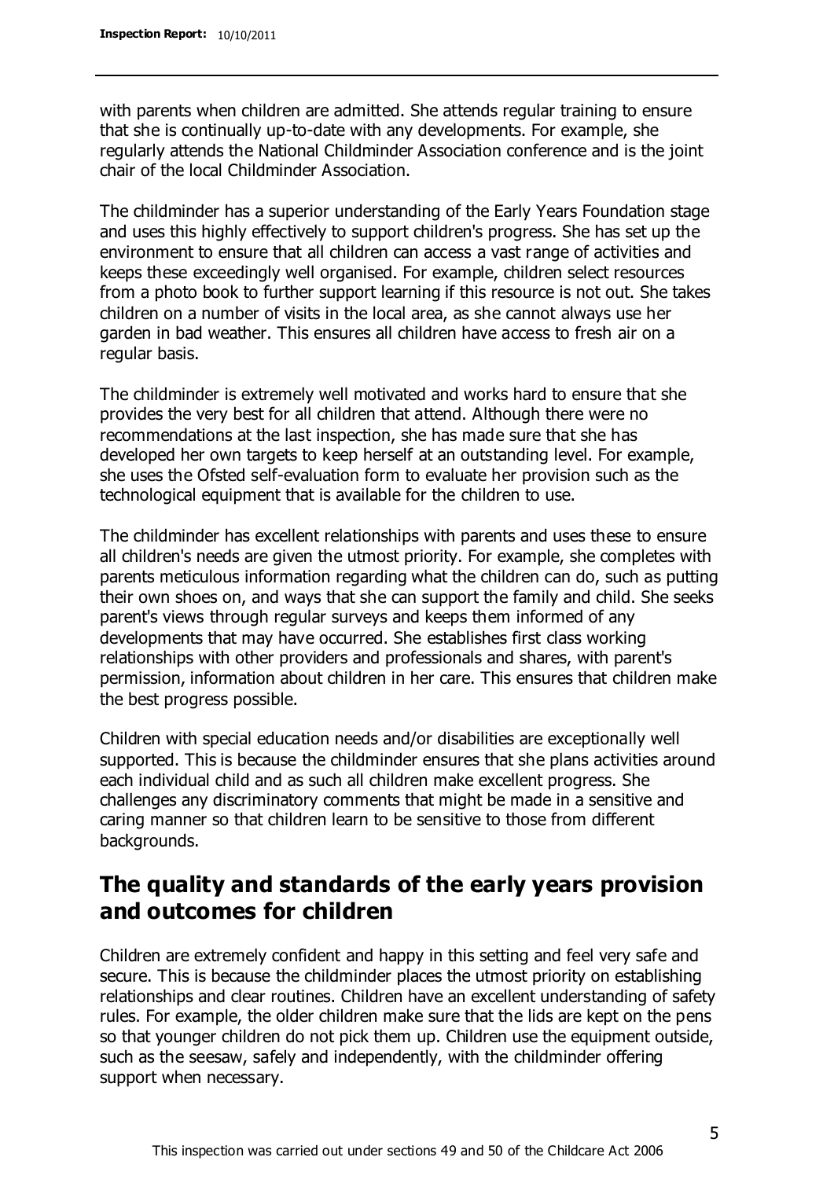with parents when children are admitted. She attends regular training to ensure that she is continually up-to-date with any developments. For example, she regularly attends the National Childminder Association conference and is the joint chair of the local Childminder Association.

The childminder has a superior understanding of the Early Years Foundation stage and uses this highly effectively to support children's progress. She has set up the environment to ensure that all children can access a vast range of activities and keeps these exceedingly well organised. For example, children select resources from a photo book to further support learning if this resource is not out. She takes children on a number of visits in the local area, as she cannot always use her garden in bad weather. This ensures all children have access to fresh air on a regular basis.

The childminder is extremely well motivated and works hard to ensure that she provides the very best for all children that attend. Although there were no recommendations at the last inspection, she has made sure that she has developed her own targets to keep herself at an outstanding level. For example, she uses the Ofsted self-evaluation form to evaluate her provision such as the technological equipment that is available for the children to use.

The childminder has excellent relationships with parents and uses these to ensure all children's needs are given the utmost priority. For example, she completes with parents meticulous information regarding what the children can do, such as putting their own shoes on, and ways that she can support the family and child. She seeks parent's views through regular surveys and keeps them informed of any developments that may have occurred. She establishes first class working relationships with other providers and professionals and shares, with parent's permission, information about children in her care. This ensures that children make the best progress possible.

Children with special education needs and/or disabilities are exceptionally well supported. This is because the childminder ensures that she plans activities around each individual child and as such all children make excellent progress. She challenges any discriminatory comments that might be made in a sensitive and caring manner so that children learn to be sensitive to those from different backgrounds.

## The quality and standards of the early years provision and outcomes for children

Children are extremely confident and happy in this setting and feel very safe and secure. This is because the childminder places the utmost priority on establishing relationships and clear routines. Children have an excellent understanding of safety rules. For example, the older children make sure that the lids are kept on the pens so that younger children do not pick them up. Children use the equipment outside, such as the seesaw, safely and independently, with the childminder offering support when necessary.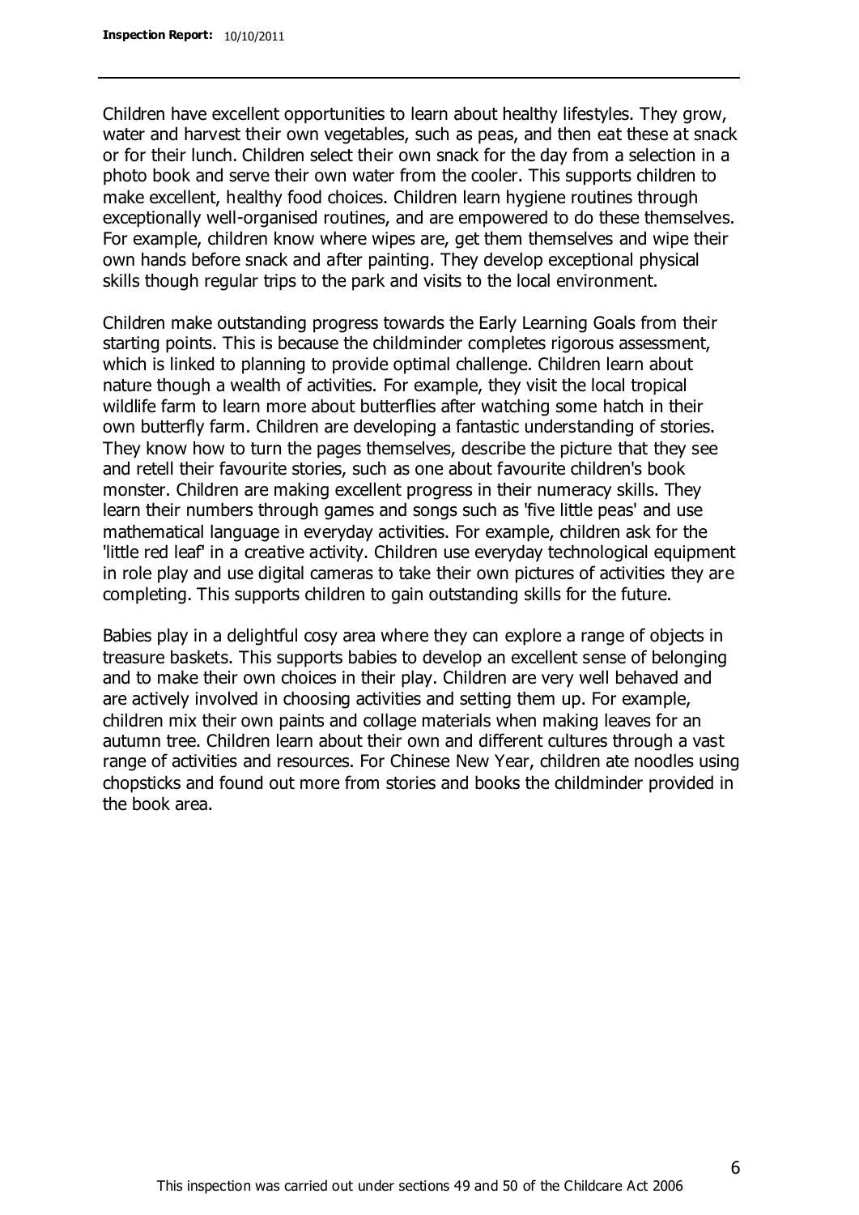Children have excellent opportunities to learn about healthy lifestyles. They grow, water and harvest their own vegetables, such as peas, and then eat these at snack or for their lunch. Children select their own snack for the day from a selection in a photo book and serve their own water from the cooler. This supports children to make excellent, healthy food choices. Children learn hygiene routines through exceptionally well-organised routines, and are empowered to do these themselves. For example, children know where wipes are, get them themselves and wipe their own hands before snack and after painting. They develop exceptional physical skills though regular trips to the park and visits to the local environment.

Children make outstanding progress towards the Early Learning Goals from their starting points. This is because the childminder completes rigorous assessment, which is linked to planning to provide optimal challenge. Children learn about nature though a wealth of activities. For example, they visit the local tropical wildlife farm to learn more about butterflies after watching some hatch in their own butterfly farm. Children are developing a fantastic understanding of stories. They know how to turn the pages themselves, describe the picture that they see and retell their favourite stories, such as one about favourite children's book monster. Children are making excellent progress in their numeracy skills. They learn their numbers through games and songs such as 'five little peas' and use mathematical language in everyday activities. For example, children ask for the 'little red leaf' in a creative activity. Children use everyday technological equipment in role play and use digital cameras to take their own pictures of activities they are completing. This supports children to gain outstanding skills for the future.

Babies play in a delightful cosy area where they can explore a range of objects in treasure baskets. This supports babies to develop an excellent sense of belonging and to make their own choices in their play. Children are very well behaved and are actively involved in choosing activities and setting them up. For example, children mix their own paints and collage materials when making leaves for an autumn tree. Children learn about their own and different cultures through a vast range of activities and resources. For Chinese New Year, children ate noodles using chopsticks and found out more from stories and books the childminder provided in the book area.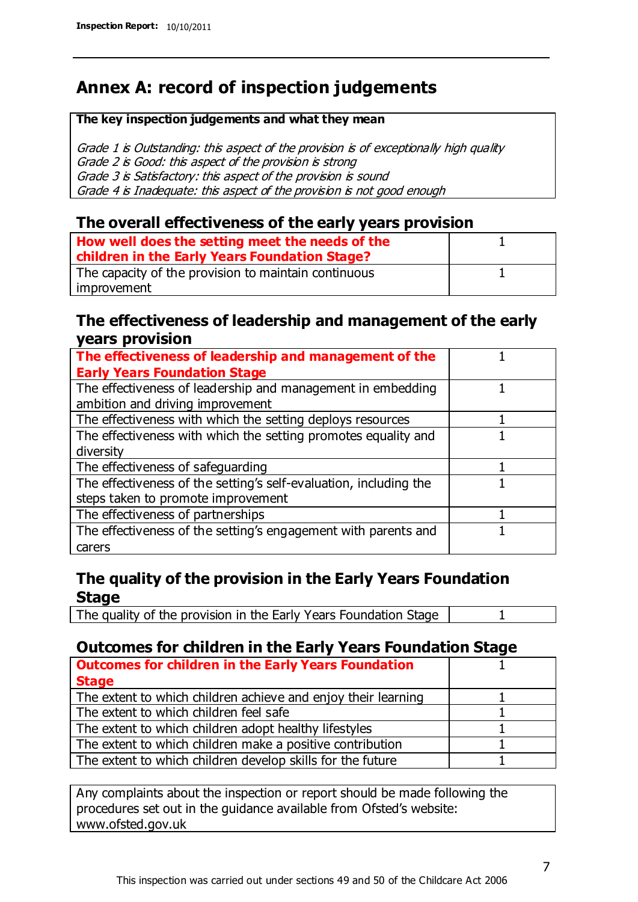# Annex A: record of inspection judgements

**The key inspection judgements and what they mean**

*Grade 1 is Outstanding: this aspect of the provision is of exceptionally high quality*
*Grade 2 is Good: this aspect of the provision is strong*
*Grade 3 is Satisfactory: this aspect of the provision is sound*
*Grade 4 is Inadequate: this aspect of the provision is not good enough*

## The overall effectiveness of the early years provision

| | |
|---|---|
| **How well does the setting meet the needs of the children in the Early Years Foundation Stage?** | 1 |
| The capacity of the provision to maintain continuous improvement | 1 |

## The effectiveness of leadership and management of the early years provision

| | |
|---|---|
| **The effectiveness of leadership and management of the Early Years Foundation Stage** | 1 |
| The effectiveness of leadership and management in embedding ambition and driving improvement | 1 |
| The effectiveness with which the setting deploys resources | 1 |
| The effectiveness with which the setting promotes equality and diversity | 1 |
| The effectiveness of safeguarding | 1 |
| The effectiveness of the setting's self-evaluation, including the steps taken to promote improvement | 1 |
| The effectiveness of partnerships | 1 |
| The effectiveness of the setting's engagement with parents and carers | 1 |

## The quality of the provision in the Early Years Foundation Stage

| | |
|---|---|
| The quality of the provision in the Early Years Foundation Stage | 1 |

## Outcomes for children in the Early Years Foundation Stage

| | |
|---|---|
| **Outcomes for children in the Early Years Foundation Stage** | 1 |
| The extent to which children achieve and enjoy their learning | 1 |
| The extent to which children feel safe | 1 |
| The extent to which children adopt healthy lifestyles | 1 |
| The extent to which children make a positive contribution | 1 |
| The extent to which children develop skills for the future | 1 |

Any complaints about the inspection or report should be made following the procedures set out in the guidance available from Ofsted's website: www.ofsted.gov.uk

This inspection was carried out under sections 49 and 50 of the Childcare Act 2006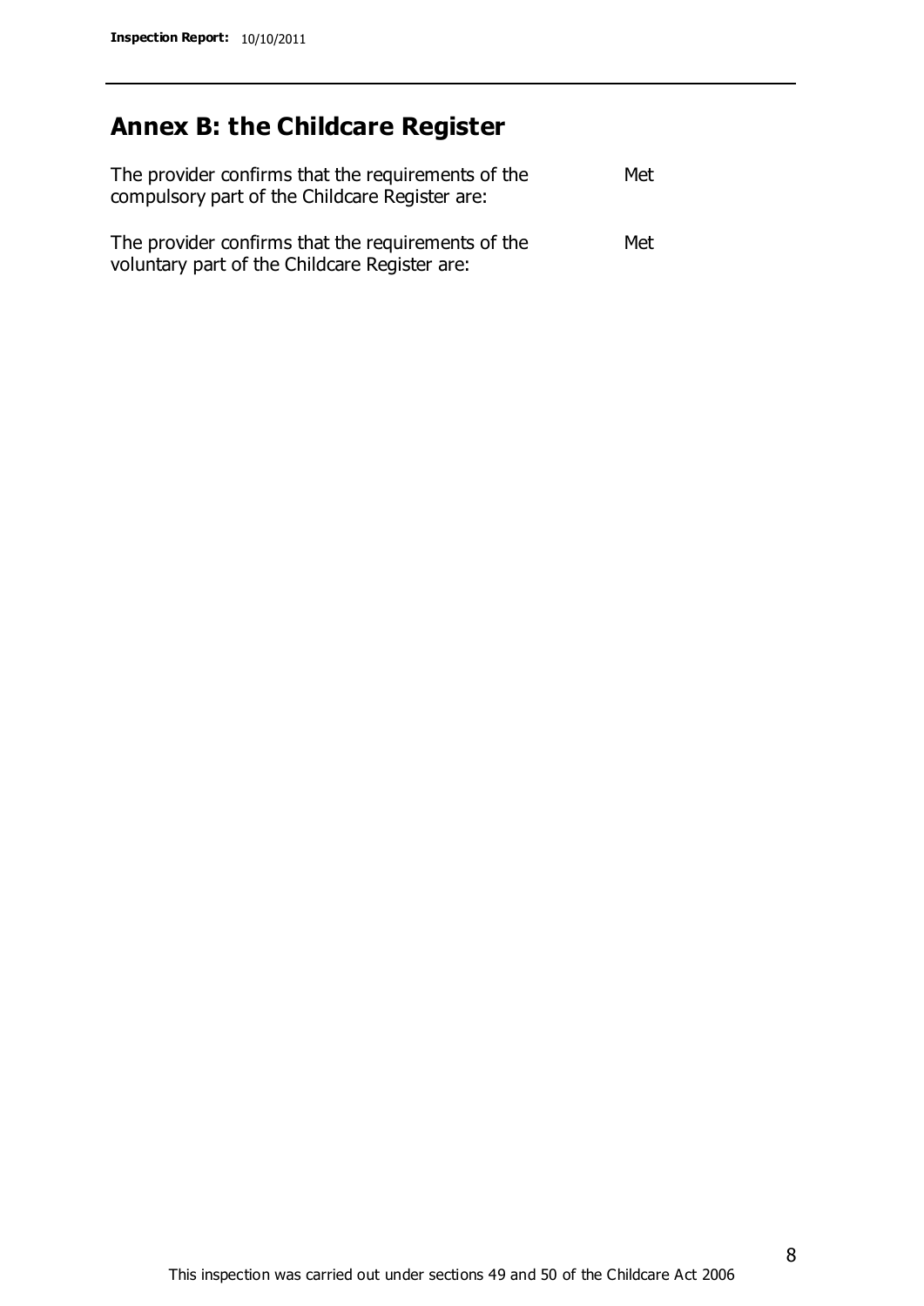## Annex B: the Childcare Register

| | |
|---|---|
| The provider confirms that the requirements of the compulsory part of the Childcare Register are: | Met |
| The provider confirms that the requirements of the voluntary part of the Childcare Register are: | Met |

This inspection was carried out under sections 49 and 50 of the Childcare Act 2006